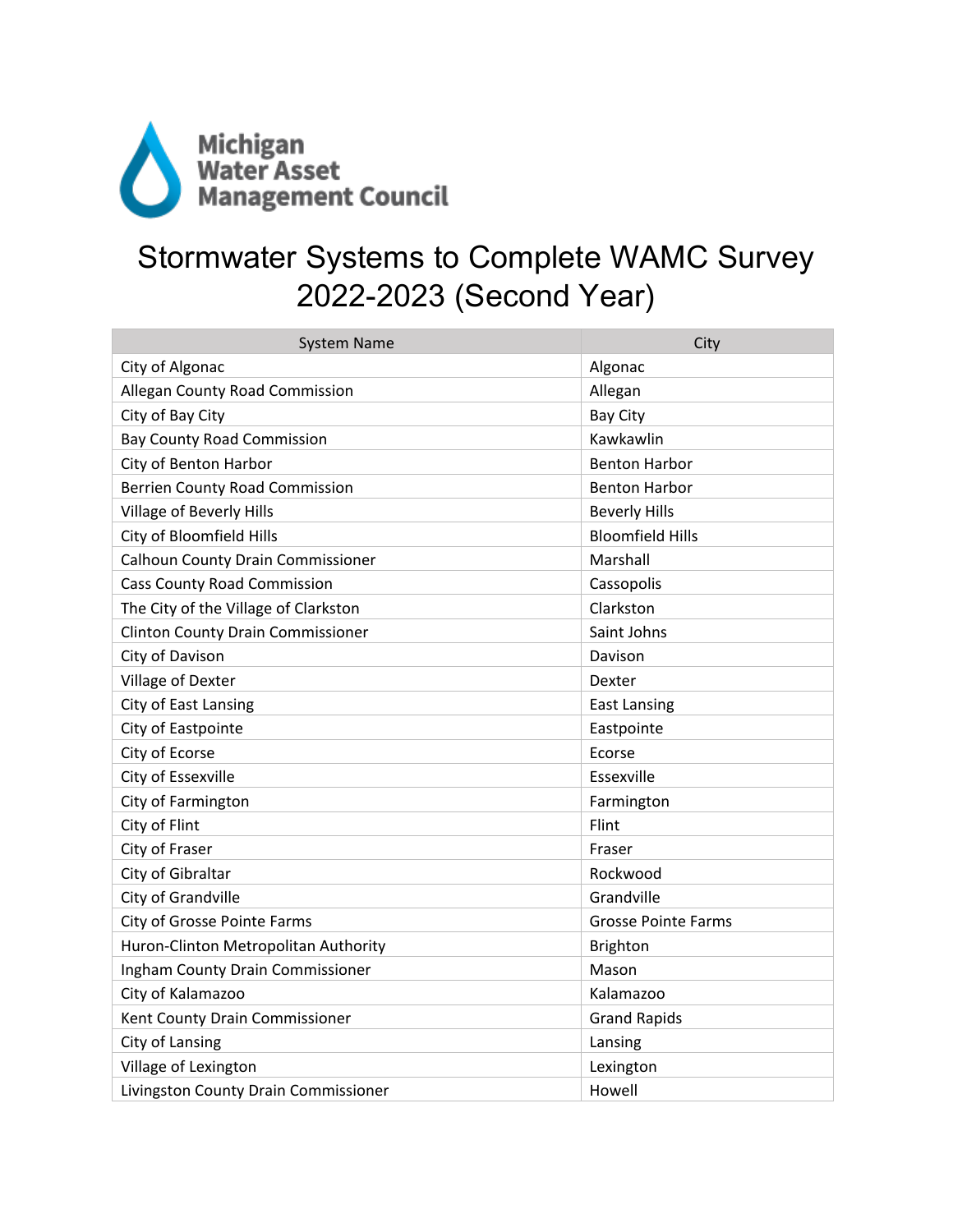Michigan Water Asset Management Council

# Stormwater Systems to Complete WAMC Survey 2022-2023 (Second Year)

| System Name | City |
|---|---|
| City of Algonac | Algonac |
| Allegan County Road Commission | Allegan |
| City of Bay City | Bay City |
| Bay County Road Commission | Kawkawlin |
| City of Benton Harbor | Benton Harbor |
| Berrien County Road Commission | Benton Harbor |
| Village of Beverly Hills | Beverly Hills |
| City of Bloomfield Hills | Bloomfield Hills |
| Calhoun County Drain Commissioner | Marshall |
| Cass County Road Commission | Cassopolis |
| The City of the Village of Clarkston | Clarkston |
| Clinton County Drain Commissioner | Saint Johns |
| City of Davison | Davison |
| Village of Dexter | Dexter |
| City of East Lansing | East Lansing |
| City of Eastpointe | Eastpointe |
| City of Ecorse | Ecorse |
| City of Essexville | Essexville |
| City of Farmington | Farmington |
| City of Flint | Flint |
| City of Fraser | Fraser |
| City of Gibraltar | Rockwood |
| City of Grandville | Grandville |
| City of Grosse Pointe Farms | Grosse Pointe Farms |
| Huron-Clinton Metropolitan Authority | Brighton |
| Ingham County Drain Commissioner | Mason |
| City of Kalamazoo | Kalamazoo |
| Kent County Drain Commissioner | Grand Rapids |
| City of Lansing | Lansing |
| Village of Lexington | Lexington |
| Livingston County Drain Commissioner | Howell |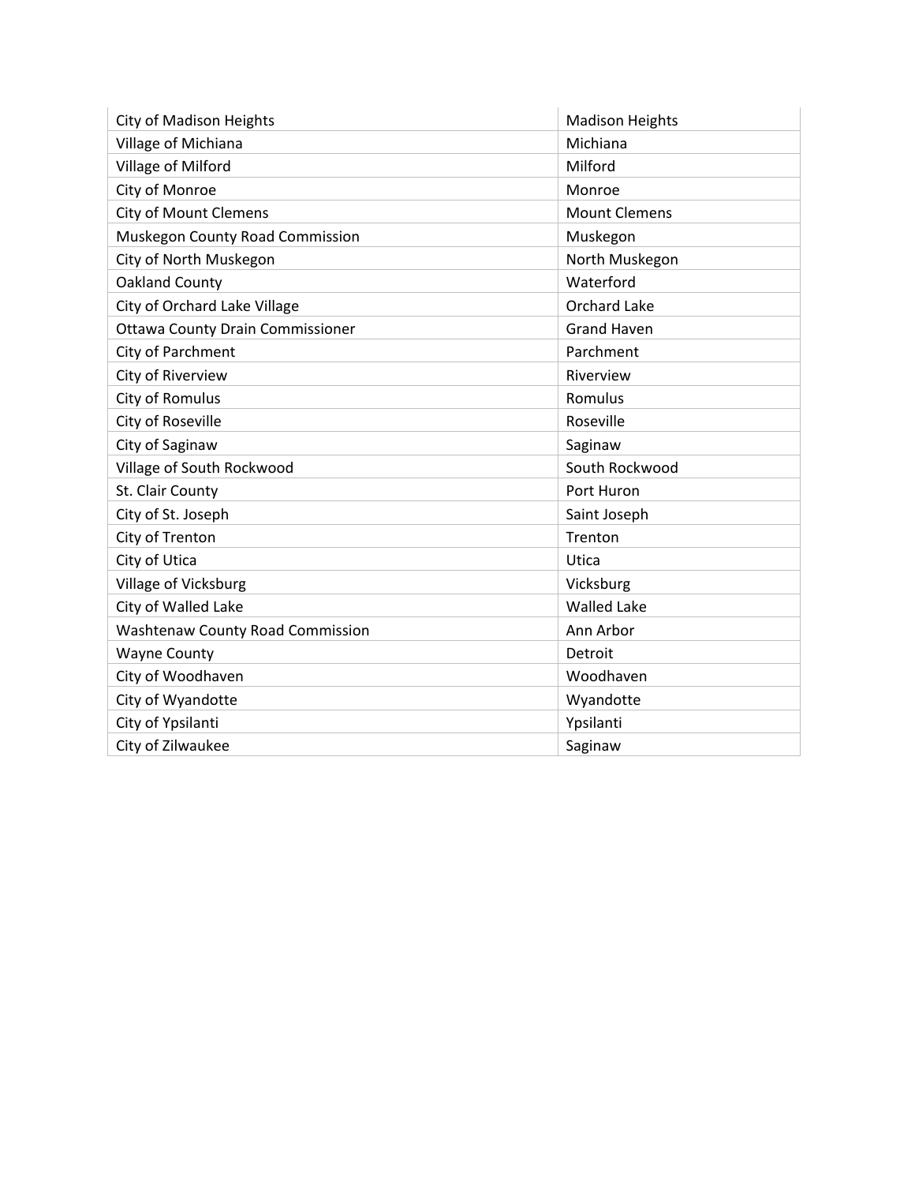| | |
|---|---|
| City of Madison Heights | Madison Heights |
| Village of Michiana | Michiana |
| Village of Milford | Milford |
| City of Monroe | Monroe |
| City of Mount Clemens | Mount Clemens |
| Muskegon County Road Commission | Muskegon |
| City of North Muskegon | North Muskegon |
| Oakland County | Waterford |
| City of Orchard Lake Village | Orchard Lake |
| Ottawa County Drain Commissioner | Grand Haven |
| City of Parchment | Parchment |
| City of Riverview | Riverview |
| City of Romulus | Romulus |
| City of Roseville | Roseville |
| City of Saginaw | Saginaw |
| Village of South Rockwood | South Rockwood |
| St. Clair County | Port Huron |
| City of St. Joseph | Saint Joseph |
| City of Trenton | Trenton |
| City of Utica | Utica |
| Village of Vicksburg | Vicksburg |
| City of Walled Lake | Walled Lake |
| Washtenaw County Road Commission | Ann Arbor |
| Wayne County | Detroit |
| City of Woodhaven | Woodhaven |
| City of Wyandotte | Wyandotte |
| City of Ypsilanti | Ypsilanti |
| City of Zilwaukee | Saginaw |